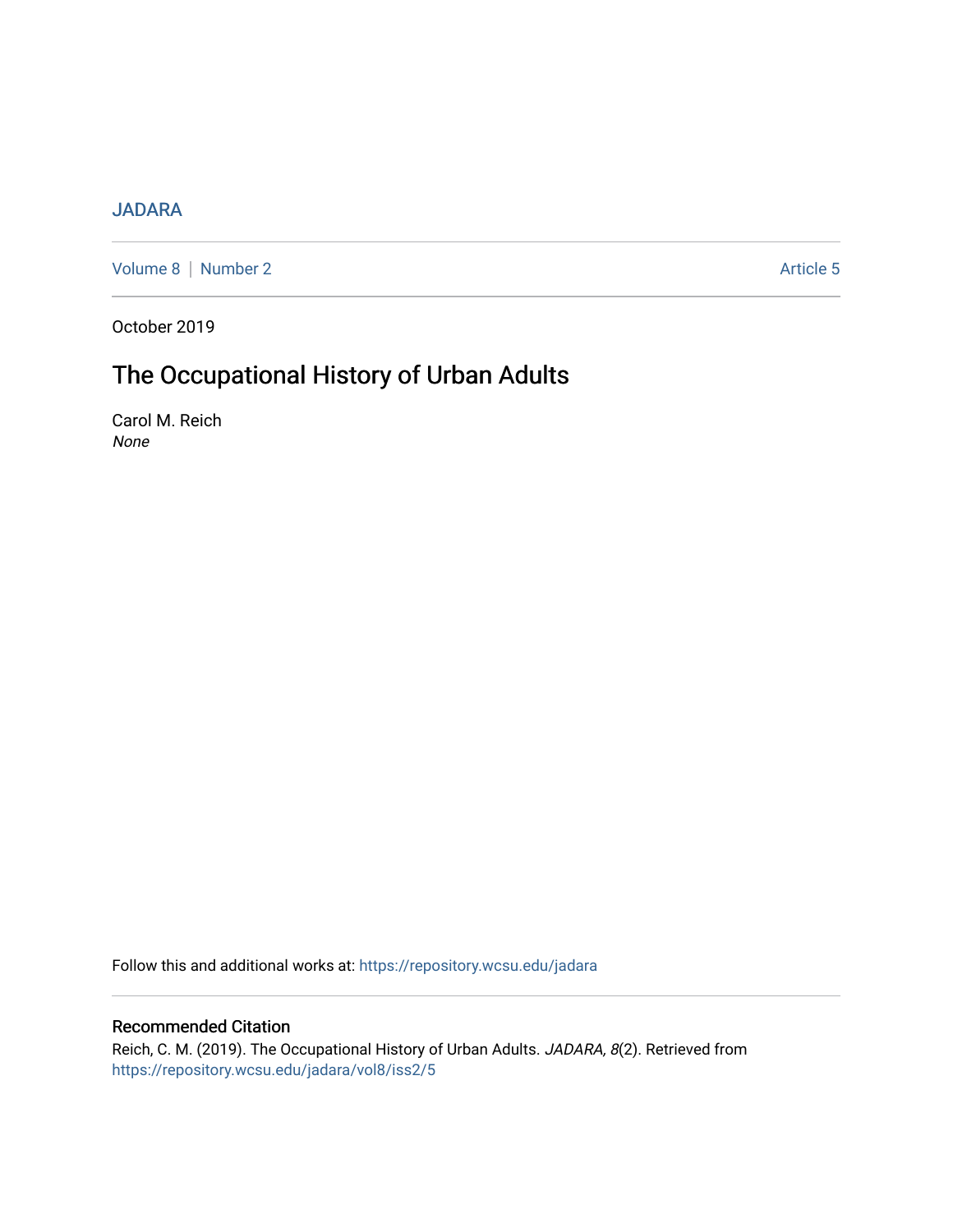JADARA

Volume 8 | Number 2 Article 5

October 2019

# The Occupational History of Urban Adults

Carol M. Reich

*None*

Follow this and additional works at: https://repository.wcsu.edu/jadara

## Recommended Citation

Reich, C. M. (2019). The Occupational History of Urban Adults. *JADARA, 8*(2). Retrieved from https://repository.wcsu.edu/jadara/vol8/iss2/5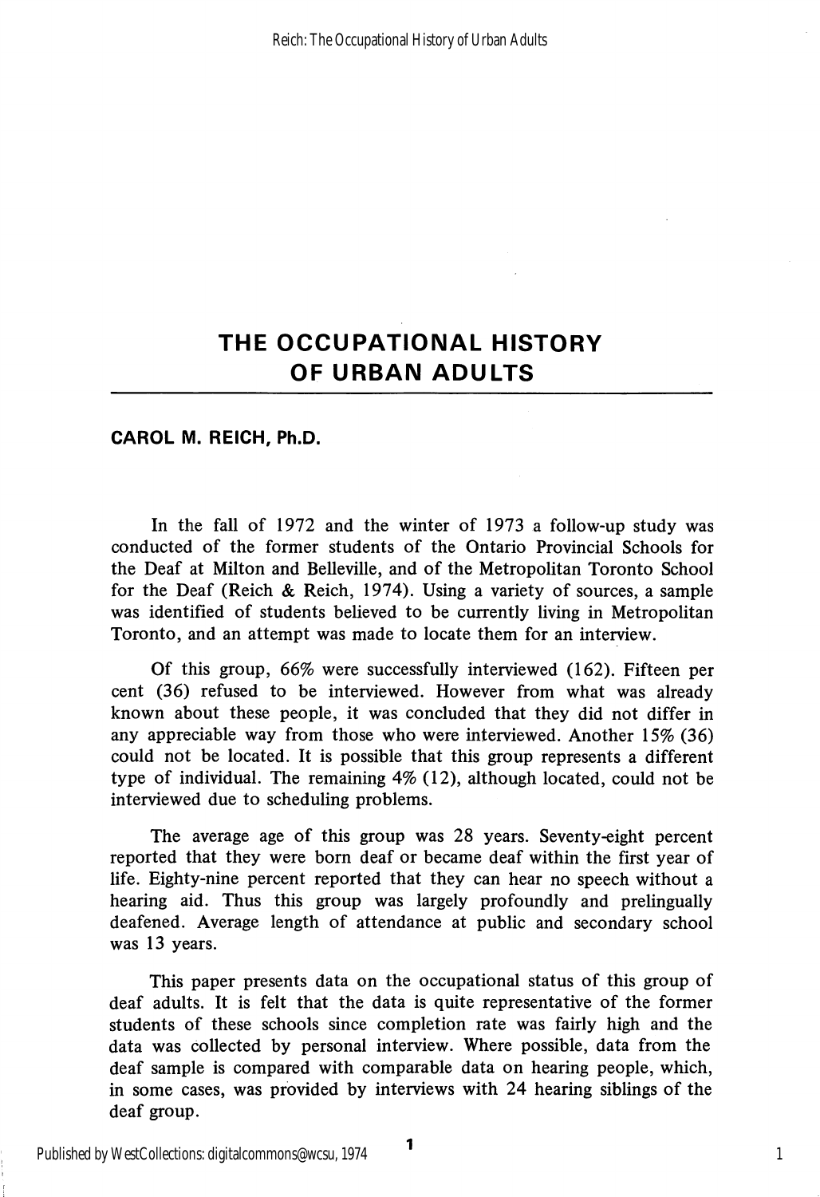# THE OCCUPATIONAL HISTORY OF URBAN ADULTS

**CAROL M. REICH, Ph.D.**

In the fall of 1972 and the winter of 1973 a follow-up study was conducted of the former students of the Ontario Provincial Schools for the Deaf at Milton and Belleville, and of the Metropolitan Toronto School for the Deaf (Reich & Reich, 1974). Using a variety of sources, a sample was identified of students believed to be currently living in Metropolitan Toronto, and an attempt was made to locate them for an interview.

Of this group, 66% were successfully interviewed (162). Fifteen per cent (36) refused to be interviewed. However from what was already known about these people, it was concluded that they did not differ in any appreciable way from those who were interviewed. Another 15% (36) could not be located. It is possible that this group represents a different type of individual. The remaining 4% (12), although located, could not be interviewed due to scheduling problems.

The average age of this group was 28 years. Seventy-eight percent reported that they were born deaf or became deaf within the first year of life. Eighty-nine percent reported that they can hear no speech without a hearing aid. Thus this group was largely profoundly and prelingually deafened. Average length of attendance at public and secondary school was 13 years.

This paper presents data on the occupational status of this group of deaf adults. It is felt that the data is quite representative of the former students of these schools since completion rate was fairly high and the data was collected by personal interview. Where possible, data from the deaf sample is compared with comparable data on hearing people, which, in some cases, was provided by interviews with 24 hearing siblings of the deaf group.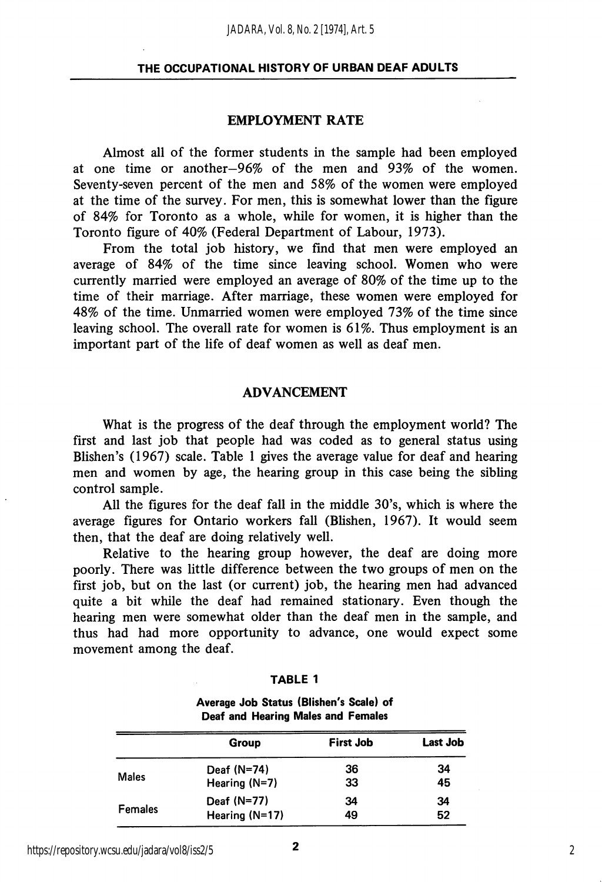## EMPLOYMENT RATE

Almost all of the former students in the sample had been employed at one time or another—96% of the men and 93% of the women. Seventy-seven percent of the men and 58% of the women were employed at the time of the survey. For men, this is somewhat lower than the figure of 84% for Toronto as a whole, while for women, it is higher than the Toronto figure of 40% (Federal Department of Labour, 1973).

From the total job history, we find that men were employed an average of 84% of the time since leaving school. Women who were currently married were employed an average of 80% of the time up to the time of their marriage. After marriage, these women were employed for 48% of the time. Unmarried women were employed 73% of the time since leaving school. The overall rate for women is 61%. Thus employment is an important part of the life of deaf women as well as deaf men.

## ADVANCEMENT

What is the progress of the deaf through the employment world? The first and last job that people had was coded as to general status using Blishen's (1967) scale. Table 1 gives the average value for deaf and hearing men and women by age, the hearing group in this case being the sibling control sample.

All the figures for the deaf fall in the middle 30's, which is where the average figures for Ontario workers fall (Blishen, 1967). It would seem then, that the deaf are doing relatively well.

Relative to the hearing group however, the deaf are doing more poorly. There was little difference between the two groups of men on the first job, but on the last (or current) job, the hearing men had advanced quite a bit while the deaf had remained stationary. Even though the hearing men were somewhat older than the deaf men in the sample, and thus had had more opportunity to advance, one would expect some movement among the deaf.

**TABLE 1**

**Average Job Status (Blishen's Scale) of Deaf and Hearing Males and Females**

| | Group | First Job | Last Job |
|---|---|---|---|
| Males | Deaf (N=74) | 36 | 34 |
| | Hearing (N=7) | 33 | 45 |
| Females | Deaf (N=77) | 34 | 34 |
| | Hearing (N=17) | 49 | 52 |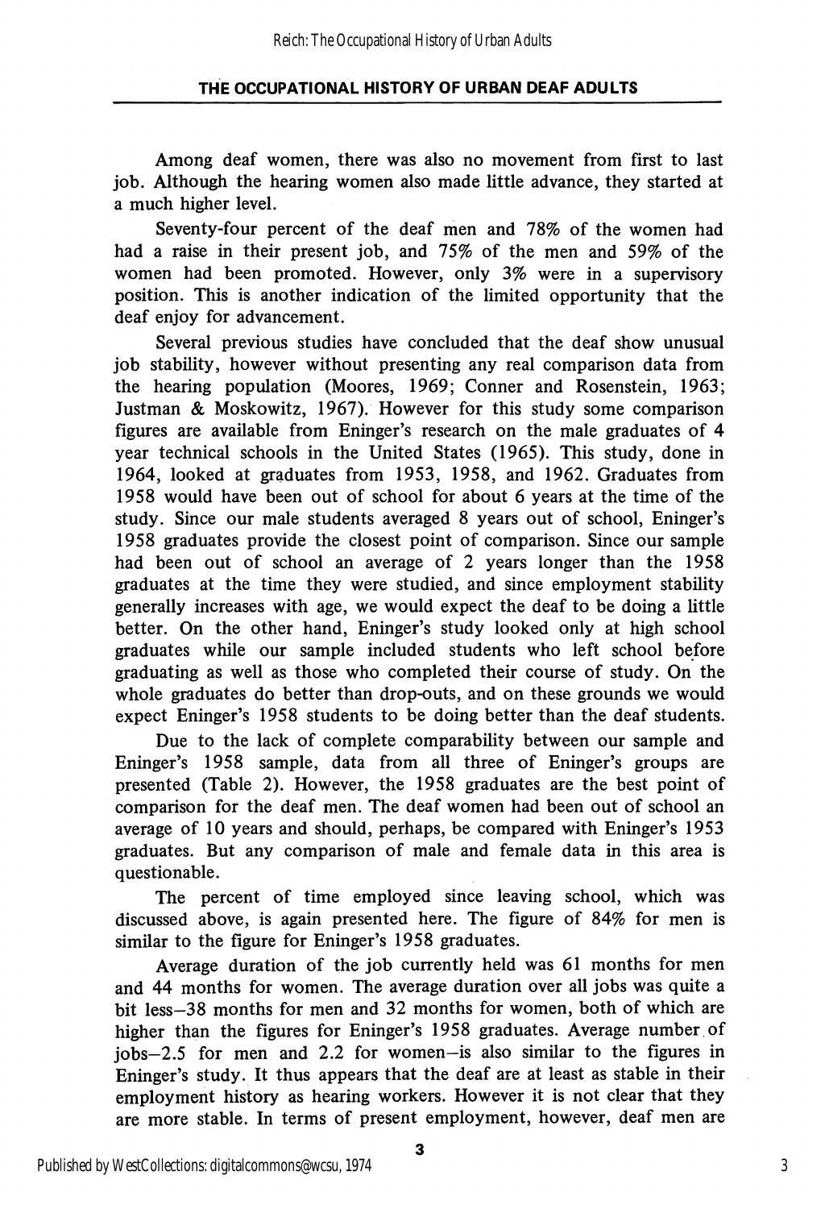Among deaf women, there was also no movement from first to last job. Although the hearing women also made little advance, they started at a much higher level.

Seventy-four percent of the deaf men and 78% of the women had had a raise in their present job, and 75% of the men and 59% of the women had been promoted. However, only 3% were in a supervisory position. This is another indication of the limited opportunity that the deaf enjoy for advancement.

Several previous studies have concluded that the deaf show unusual job stability, however without presenting any real comparison data from the hearing population (Moores, 1969; Conner and Rosenstein, 1963; Justman & Moskowitz, 1967). However for this study some comparison figures are available from Eninger's research on the male graduates of 4 year technical schools in the United States (1965). This study, done in 1964, looked at graduates from 1953, 1958, and 1962. Graduates from 1958 would have been out of school for about 6 years at the time of the study. Since our male students averaged 8 years out of school, Eninger's 1958 graduates provide the closest point of comparison. Since our sample had been out of school an average of 2 years longer than the 1958 graduates at the time they were studied, and since employment stability generally increases with age, we would expect the deaf to be doing a little better. On the other hand, Eninger's study looked only at high school graduates while our sample included students who left school before graduating as well as those who completed their course of study. On the whole graduates do better than drop-outs, and on these grounds we would expect Eninger's 1958 students to be doing better than the deaf students.

Due to the lack of complete comparability between our sample and Eninger's 1958 sample, data from all three of Eninger's groups are presented (Table 2). However, the 1958 graduates are the best point of comparison for the deaf men. The deaf women had been out of school an average of 10 years and should, perhaps, be compared with Eninger's 1953 graduates. But any comparison of male and female data in this area is questionable.

The percent of time employed since leaving school, which was discussed above, is again presented here. The figure of 84% for men is similar to the figure for Eninger's 1958 graduates.

Average duration of the job currently held was 61 months for men and 44 months for women. The average duration over all jobs was quite a bit less–38 months for men and 32 months for women, both of which are higher than the figures for Eninger's 1958 graduates. Average number of jobs–2.5 for men and 2.2 for women–is also similar to the figures in Eninger's study. It thus appears that the deaf are at least as stable in their employment history as hearing workers. However it is not clear that they are more stable. In terms of present employment, however, deaf men are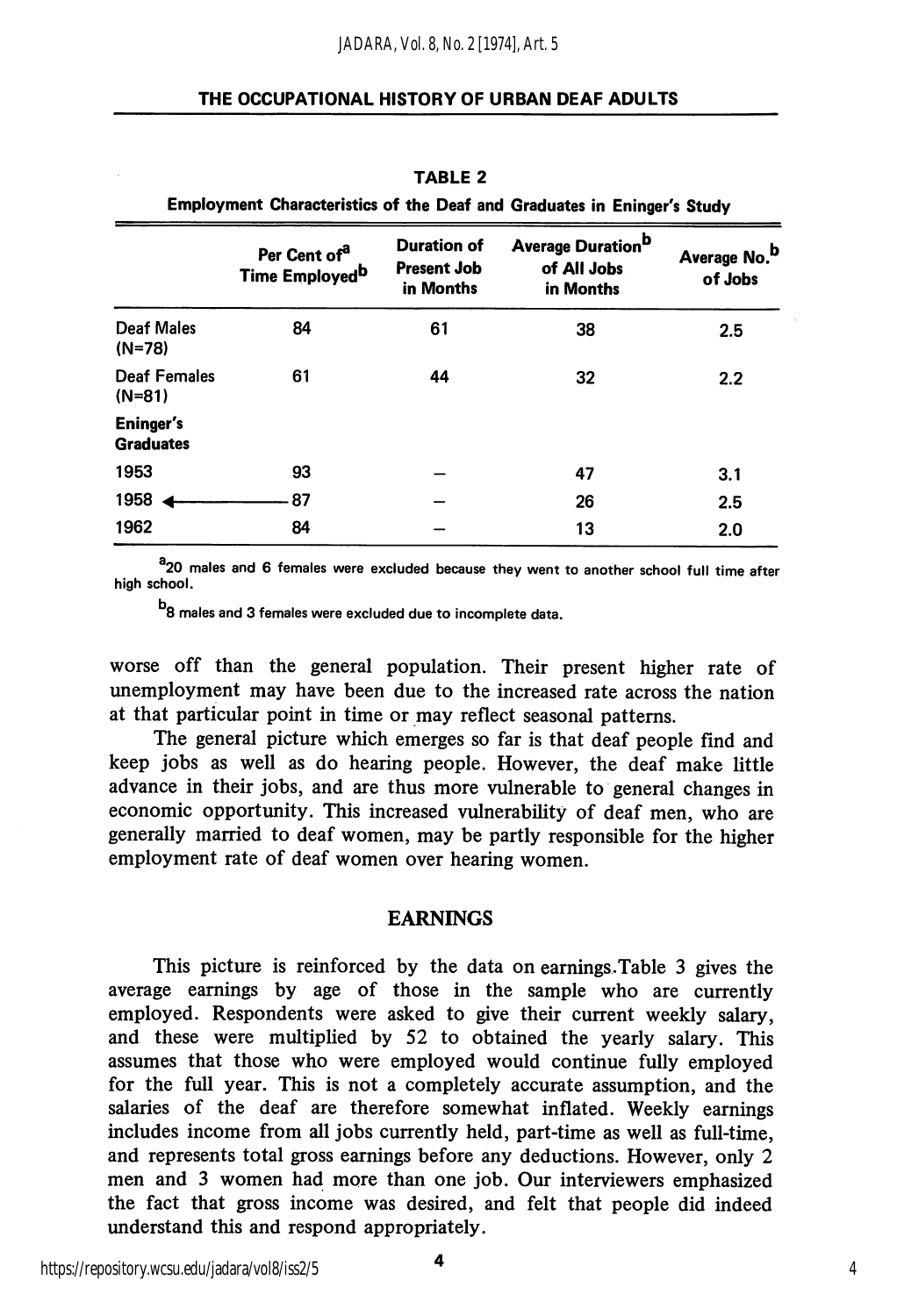**TABLE 2**

**Employment Characteristics of the Deaf and Graduates in Eninger's Study**

| | Per Cent of[a] Time Employed[b] | Duration of Present Job in Months | Average Duration[b] of All Jobs in Months | Average No.[b] of Jobs |
|---|---|---|---|---|
| Deaf Males (N=78) | 84 | 61 | 38 | 2.5 |
| Deaf Females (N=81) | 61 | 44 | 32 | 2.2 |
| **Eninger's Graduates** | | | | |
| 1953 | 93 | – | 47 | 3.1 |
| 1958 ← | 87 | – | 26 | 2.5 |
| 1962 | 84 | – | 13 | 2.0 |

[a]20 males and 6 females were excluded because they went to another school full time after high school.

[b]8 males and 3 females were excluded due to incomplete data.

worse off than the general population. Their present higher rate of unemployment may have been due to the increased rate across the nation at that particular point in time or may reflect seasonal patterns.

The general picture which emerges so far is that deaf people find and keep jobs as well as do hearing people. However, the deaf make little advance in their jobs, and are thus more vulnerable to general changes in economic opportunity. This increased vulnerability of deaf men, who are generally married to deaf women, may be partly responsible for the higher employment rate of deaf women over hearing women.

## EARNINGS

This picture is reinforced by the data on earnings. Table 3 gives the average earnings by age of those in the sample who are currently employed. Respondents were asked to give their current weekly salary, and these were multiplied by 52 to obtained the yearly salary. This assumes that those who were employed would continue fully employed for the full year. This is not a completely accurate assumption, and the salaries of the deaf are therefore somewhat inflated. Weekly earnings includes income from all jobs currently held, part-time as well as full-time, and represents total gross earnings before any deductions. However, only 2 men and 3 women had more than one job. Our interviewers emphasized the fact that gross income was desired, and felt that people did indeed understand this and respond appropriately.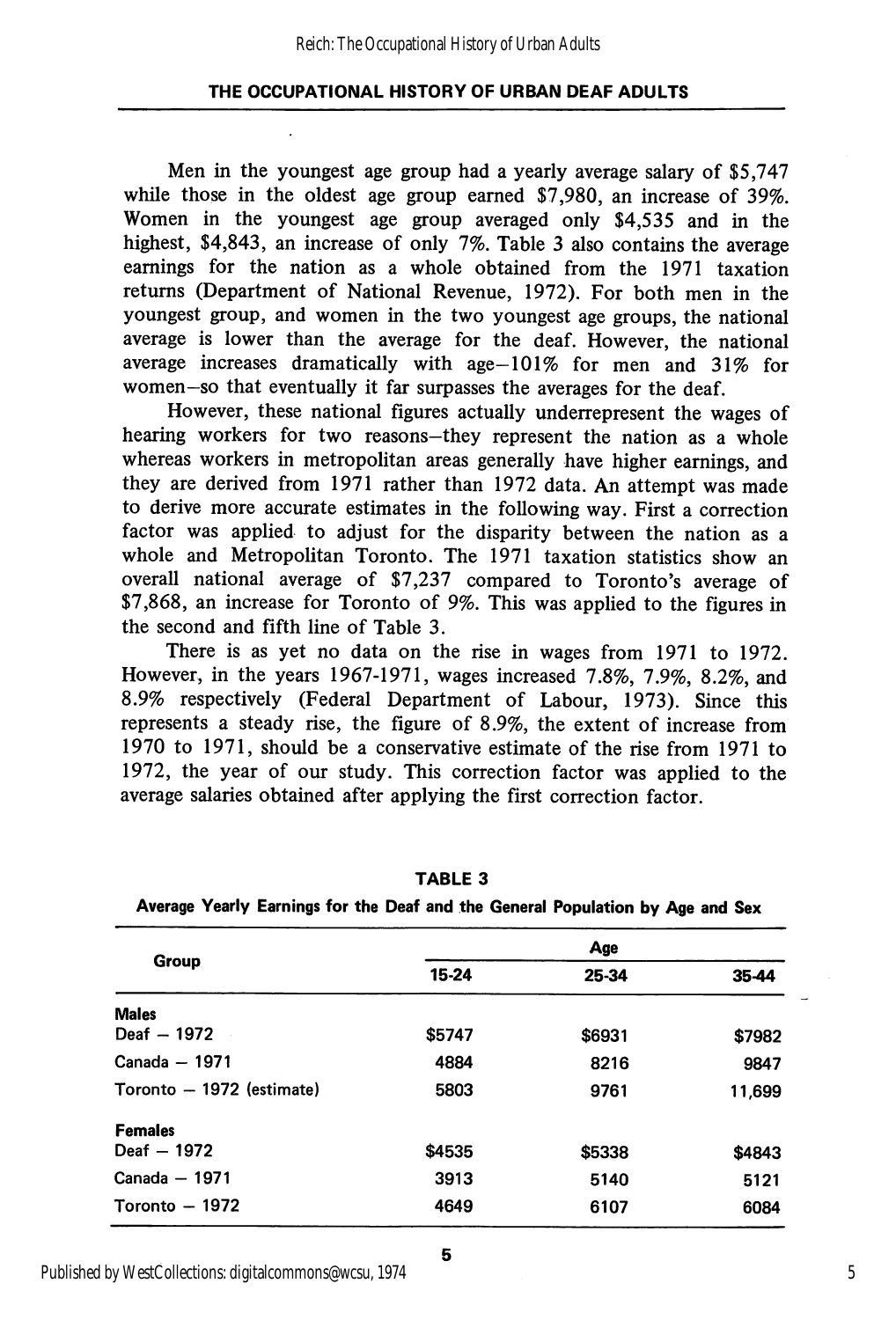Men in the youngest age group had a yearly average salary of $5,747 while those in the oldest age group earned $7,980, an increase of 39%. Women in the youngest age group averaged only $4,535 and in the highest, $4,843, an increase of only 7%. Table 3 also contains the average earnings for the nation as a whole obtained from the 1971 taxation returns (Department of National Revenue, 1972). For both men in the youngest group, and women in the two youngest age groups, the national average is lower than the average for the deaf. However, the national average increases dramatically with age—101% for men and 31% for women—so that eventually it far surpasses the averages for the deaf.

However, these national figures actually underrepresent the wages of hearing workers for two reasons—they represent the nation as a whole whereas workers in metropolitan areas generally have higher earnings, and they are derived from 1971 rather than 1972 data. An attempt was made to derive more accurate estimates in the following way. First a correction factor was applied to adjust for the disparity between the nation as a whole and Metropolitan Toronto. The 1971 taxation statistics show an overall national average of $7,237 compared to Toronto's average of $7,868, an increase for Toronto of 9%. This was applied to the figures in the second and fifth line of Table 3.

There is as yet no data on the rise in wages from 1971 to 1972. However, in the years 1967-1971, wages increased 7.8%, 7.9%, 8.2%, and 8.9% respectively (Federal Department of Labour, 1973). Since this represents a steady rise, the figure of 8.9%, the extent of increase from 1970 to 1971, should be a conservative estimate of the rise from 1971 to 1972, the year of our study. This correction factor was applied to the average salaries obtained after applying the first correction factor.

**TABLE 3**

**Average Yearly Earnings for the Deaf and the General Population by Age and Sex**

| Group | Age | | |
|---|---|---|---|
| | 15-24 | 25-34 | 35-44 |
| **Males** | | | |
| Deaf – 1972 | $5747 | $6931 | $7982 |
| Canada – 1971 | 4884 | 8216 | 9847 |
| Toronto – 1972 (estimate) | 5803 | 9761 | 11,699 |
| **Females** | | | |
| Deaf – 1972 | $4535 | $5338 | $4843 |
| Canada – 1971 | 3913 | 5140 | 5121 |
| Toronto – 1972 | 4649 | 6107 | 6084 |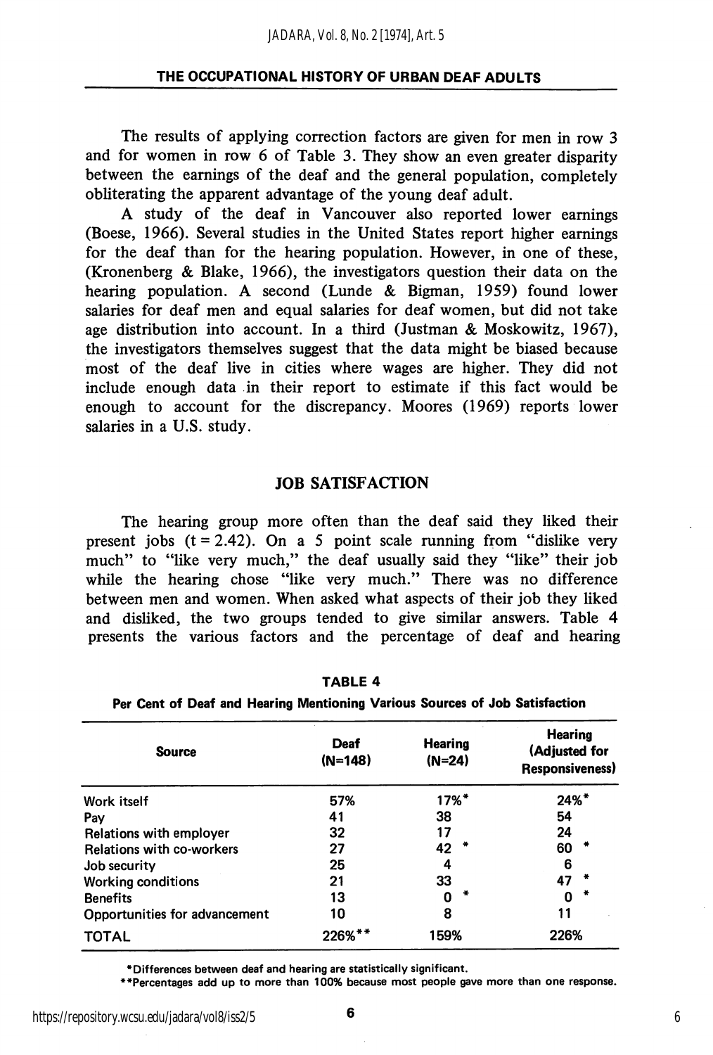The results of applying correction factors are given for men in row 3 and for women in row 6 of Table 3. They show an even greater disparity between the earnings of the deaf and the general population, completely obliterating the apparent advantage of the young deaf adult.

A study of the deaf in Vancouver also reported lower earnings (Boese, 1966). Several studies in the United States report higher earnings for the deaf than for the hearing population. However, in one of these, (Kronenberg & Blake, 1966), the investigators question their data on the hearing population. A second (Lunde & Bigman, 1959) found lower salaries for deaf men and equal salaries for deaf women, but did not take age distribution into account. In a third (Justman & Moskowitz, 1967), the investigators themselves suggest that the data might be biased because most of the deaf live in cities where wages are higher. They did not include enough data in their report to estimate if this fact would be enough to account for the discrepancy. Moores (1969) reports lower salaries in a U.S. study.

## JOB SATISFACTION

The hearing group more often than the deaf said they liked their present jobs ($t = 2.42$). On a 5 point scale running from "dislike very much" to "like very much," the deaf usually said they "like" their job while the hearing chose "like very much." There was no difference between men and women. When asked what aspects of their job they liked and disliked, the two groups tended to give similar answers. Table 4 presents the various factors and the percentage of deaf and hearing

**TABLE 4**

**Per Cent of Deaf and Hearing Mentioning Various Sources of Job Satisfaction**

| Source | Deaf (N=148) | Hearing (N=24) | Hearing (Adjusted for Responsiveness) |
|---|---|---|---|
| Work itself | 57% | 17%* | 24%* |
| Pay | 41 | 38 | 54 |
| Relations with employer | 32 | 17 | 24 |
| Relations with co-workers | 27 | 42 * | 60 * |
| Job security | 25 | 4 | 6 |
| Working conditions | 21 | 33 | 47 * |
| Benefits | 13 | 0 * | 0 * |
| Opportunities for advancement | 10 | 8 | 11 |
| TOTAL | 226%** | 159% | 226% |

*Differences between deaf and hearing are statistically significant.

**Percentages add up to more than 100% because most people gave more than one response.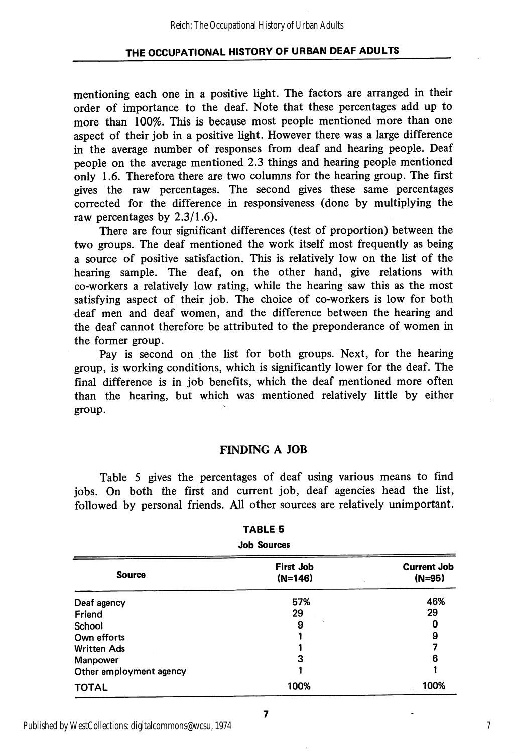mentioning each one in a positive light. The factors are arranged in their order of importance to the deaf. Note that these percentages add up to more than 100%. This is because most people mentioned more than one aspect of their job in a positive light. However there was a large difference in the average number of responses from deaf and hearing people. Deaf people on the average mentioned 2.3 things and hearing people mentioned only 1.6. Therefore there are two columns for the hearing group. The first gives the raw percentages. The second gives these same percentages corrected for the difference in responsiveness (done by multiplying the raw percentages by 2.3/1.6).

There are four significant differences (test of proportion) between the two groups. The deaf mentioned the work itself most frequently as being a source of positive satisfaction. This is relatively low on the list of the hearing sample. The deaf, on the other hand, give relations with co-workers a relatively low rating, while the hearing saw this as the most satisfying aspect of their job. The choice of co-workers is low for both deaf men and deaf women, and the difference between the hearing and the deaf cannot therefore be attributed to the preponderance of women in the former group.

Pay is second on the list for both groups. Next, for the hearing group, is working conditions, which is significantly lower for the deaf. The final difference is in job benefits, which the deaf mentioned more often than the hearing, but which was mentioned relatively little by either group.

## FINDING A JOB

Table 5 gives the percentages of deaf using various means to find jobs. On both the first and current job, deaf agencies head the list, followed by personal friends. All other sources are relatively unimportant.

**TABLE 5**

**Job Sources**

| Source | First Job (N=146) | Current Job (N=95) |
|---|---|---|
| Deaf agency | 57% | 46% |
| Friend | 29 | 29 |
| School | 9 | 0 |
| Own efforts | 1 | 9 |
| Written Ads | 1 | 7 |
| Manpower | 3 | 6 |
| Other employment agency | 1 | 1 |
| TOTAL | 100% | 100% |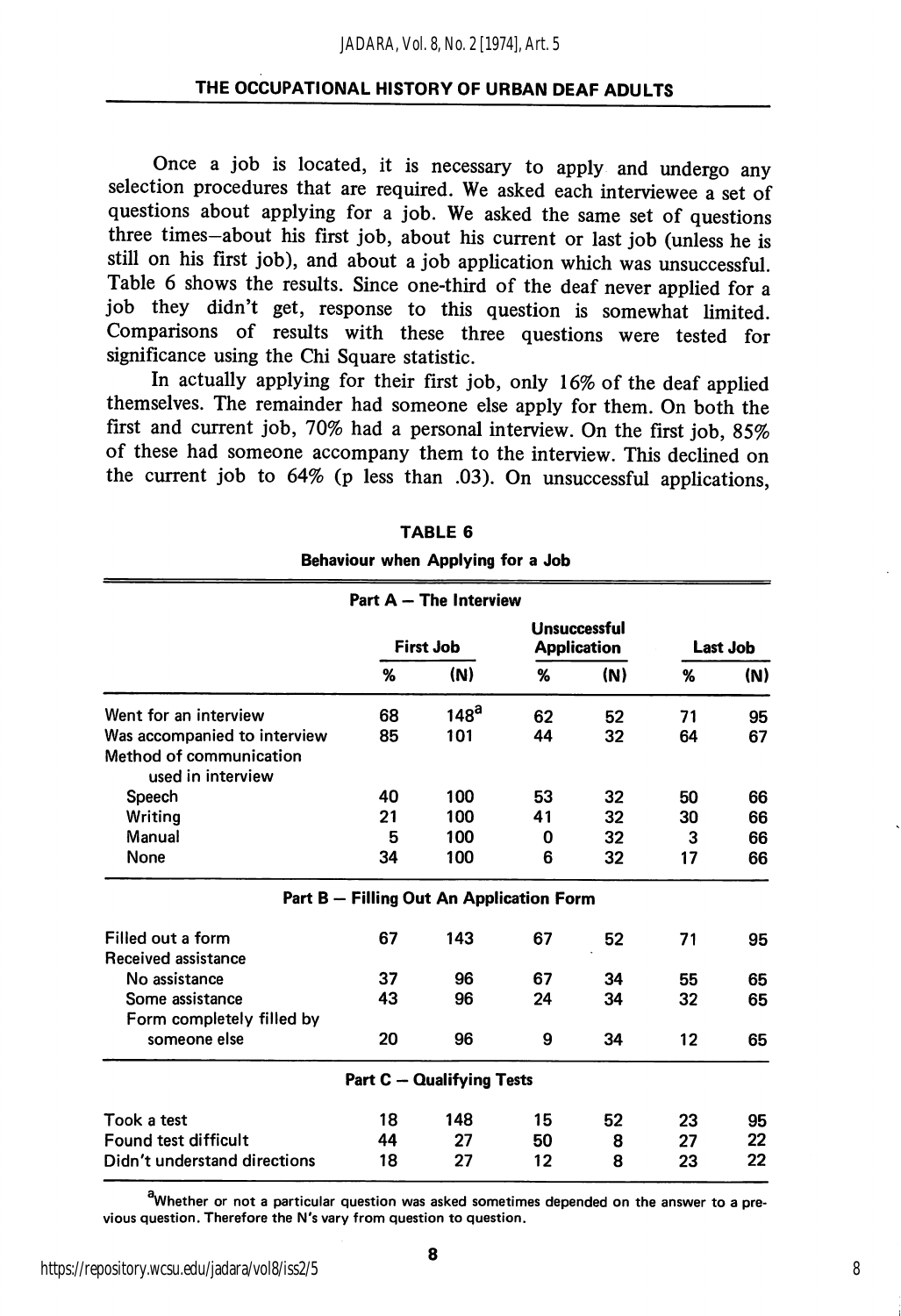Once a job is located, it is necessary to apply and undergo any selection procedures that are required. We asked each interviewee a set of questions about applying for a job. We asked the same set of questions three times—about his first job, about his current or last job (unless he is still on his first job), and about a job application which was unsuccessful. Table 6 shows the results. Since one-third of the deaf never applied for a job they didn't get, response to this question is somewhat limited. Comparisons of results with these three questions were tested for significance using the Chi Square statistic.

In actually applying for their first job, only 16% of the deaf applied themselves. The remainder had someone else apply for them. On both the first and current job, 70% had a personal interview. On the first job, 85% of these had someone accompany them to the interview. This declined on the current job to 64% (p less than .03). On unsuccessful applications,

**TABLE 6**

**Behaviour when Applying for a Job**

| | First Job | | Unsuccessful Application | | Last Job | |
|---|---|---|---|---|---|---|
| | % | (N) | % | (N) | % | (N) |
| **Part A — The Interview** | | | | | | |
| Went for an interview | 68 | 148[a] | 62 | 52 | 71 | 95 |
| Was accompanied to interview | 85 | 101 | 44 | 32 | 64 | 67 |
| Method of communication used in interview | | | | | | |
| Speech | 40 | 100 | 53 | 32 | 50 | 66 |
| Writing | 21 | 100 | 41 | 32 | 30 | 66 |
| Manual | 5 | 100 | 0 | 32 | 3 | 66 |
| None | 34 | 100 | 6 | 32 | 17 | 66 |
| **Part B — Filling Out An Application Form** | | | | | | |
| Filled out a form | 67 | 143 | 67 | 52 | 71 | 95 |
| Received assistance | | | | | | |
| No assistance | 37 | 96 | 67 | 34 | 55 | 65 |
| Some assistance | 43 | 96 | 24 | 34 | 32 | 65 |
| Form completely filled by someone else | 20 | 96 | 9 | 34 | 12 | 65 |
| **Part C — Qualifying Tests** | | | | | | |
| Took a test | 18 | 148 | 15 | 52 | 23 | 95 |
| Found test difficult | 44 | 27 | 50 | 8 | 27 | 22 |
| Didn't understand directions | 18 | 27 | 12 | 8 | 23 | 22 |

[a]Whether or not a particular question was asked sometimes depended on the answer to a previous question. Therefore the N's vary from question to question.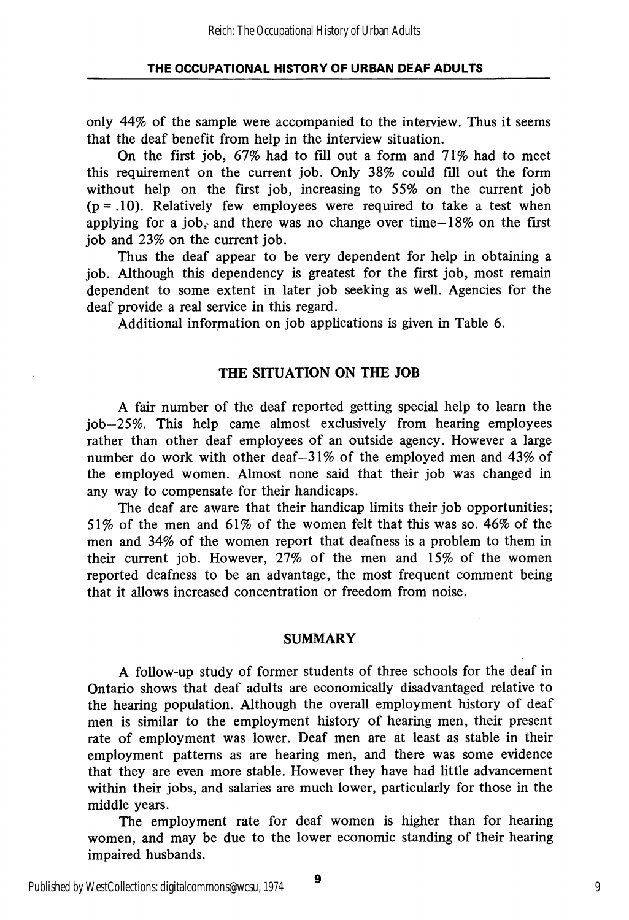only 44% of the sample were accompanied to the interview. Thus it seems that the deaf benefit from help in the interview situation.

On the first job, 67% had to fill out a form and 71% had to meet this requirement on the current job. Only 38% could fill out the form without help on the first job, increasing to 55% on the current job ($p = .10$). Relatively few employees were required to take a test when applying for a job, and there was no change over time—18% on the first job and 23% on the current job.

Thus the deaf appear to be very dependent for help in obtaining a job. Although this dependency is greatest for the first job, most remain dependent to some extent in later job seeking as well. Agencies for the deaf provide a real service in this regard.

Additional information on job applications is given in Table 6.

## THE SITUATION ON THE JOB

A fair number of the deaf reported getting special help to learn the job—25%. This help came almost exclusively from hearing employees rather than other deaf employees of an outside agency. However a large number do work with other deaf—31% of the employed men and 43% of the employed women. Almost none said that their job was changed in any way to compensate for their handicaps.

The deaf are aware that their handicap limits their job opportunities; 51% of the men and 61% of the women felt that this was so. 46% of the men and 34% of the women report that deafness is a problem to them in their current job. However, 27% of the men and 15% of the women reported deafness to be an advantage, the most frequent comment being that it allows increased concentration or freedom from noise.

## SUMMARY

A follow-up study of former students of three schools for the deaf in Ontario shows that deaf adults are economically disadvantaged relative to the hearing population. Although the overall employment history of deaf men is similar to the employment history of hearing men, their present rate of employment was lower. Deaf men are at least as stable in their employment patterns as are hearing men, and there was some evidence that they are even more stable. However they have had little advancement within their jobs, and salaries are much lower, particularly for those in the middle years.

The employment rate for deaf women is higher than for hearing women, and may be due to the lower economic standing of their hearing impaired husbands.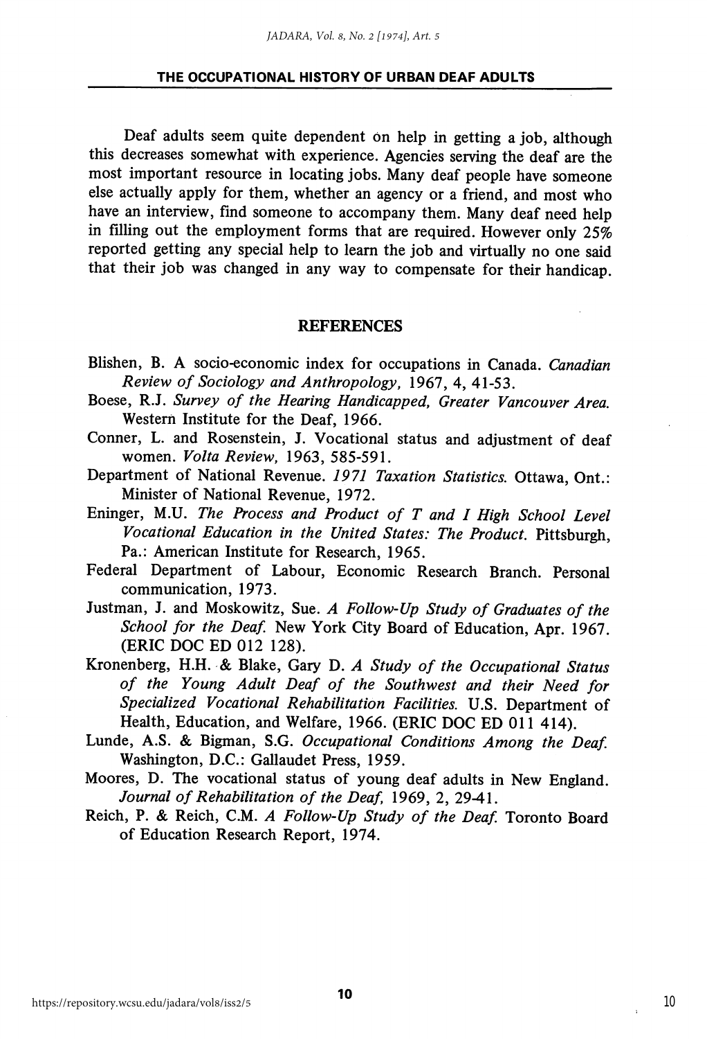Deaf adults seem quite dependent on help in getting a job, although this decreases somewhat with experience. Agencies serving the deaf are the most important resource in locating jobs. Many deaf people have someone else actually apply for them, whether an agency or a friend, and most who have an interview, find someone to accompany them. Many deaf need help in filling out the employment forms that are required. However only 25% reported getting any special help to learn the job and virtually no one said that their job was changed in any way to compensate for their handicap.

## REFERENCES

Blishen, B. A socio-economic index for occupations in Canada. *Canadian Review of Sociology and Anthropology,* 1967, 4, 41-53.

Boese, R.J. *Survey of the Hearing Handicapped, Greater Vancouver Area.* Western Institute for the Deaf, 1966.

Conner, L. and Rosenstein, J. Vocational status and adjustment of deaf women. *Volta Review,* 1963, 585-591.

Department of National Revenue. *1971 Taxation Statistics.* Ottawa, Ont.: Minister of National Revenue, 1972.

Eninger, M.U. *The Process and Product of T and I High School Level Vocational Education in the United States: The Product.* Pittsburgh, Pa.: American Institute for Research, 1965.

Federal Department of Labour, Economic Research Branch. Personal communication, 1973.

Justman, J. and Moskowitz, Sue. *A Follow-Up Study of Graduates of the School for the Deaf.* New York City Board of Education, Apr. 1967. (ERIC DOC ED 012 128).

Kronenberg, H.H. & Blake, Gary D. *A Study of the Occupational Status of the Young Adult Deaf of the Southwest and their Need for Specialized Vocational Rehabilitation Facilities.* U.S. Department of Health, Education, and Welfare, 1966. (ERIC DOC ED 011 414).

Lunde, A.S. & Bigman, S.G. *Occupational Conditions Among the Deaf.* Washington, D.C.: Gallaudet Press, 1959.

Moores, D. The vocational status of young deaf adults in New England. *Journal of Rehabilitation of the Deaf,* 1969, 2, 29-41.

Reich, P. & Reich, C.M. *A Follow-Up Study of the Deaf.* Toronto Board of Education Research Report, 1974.